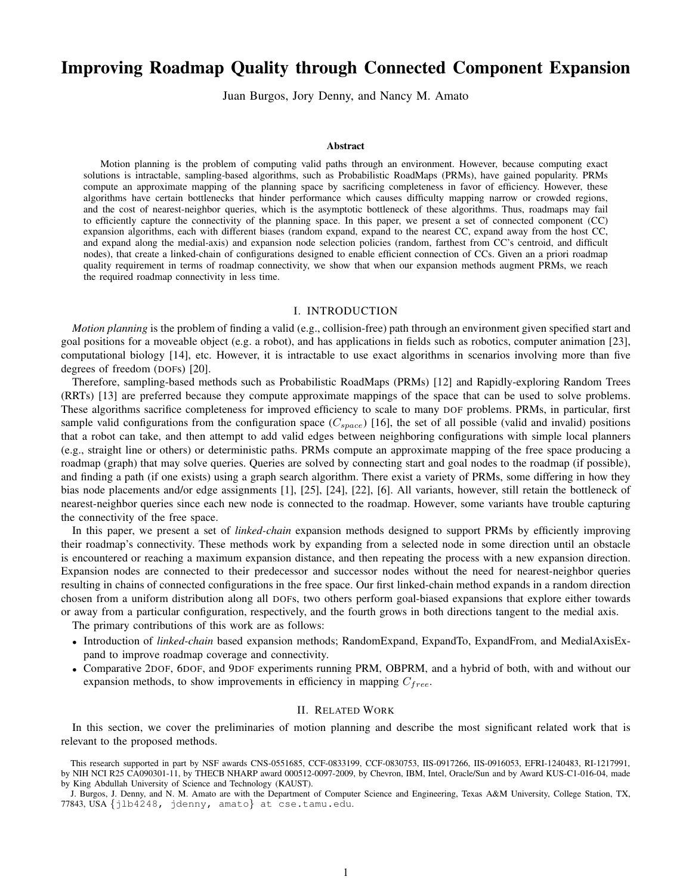# Improving Roadmap Quality through Connected Component Expansion

Juan Burgos, Jory Denny, and Nancy M. Amato

### Abstract

Motion planning is the problem of computing valid paths through an environment. However, because computing exact solutions is intractable, sampling-based algorithms, such as Probabilistic RoadMaps (PRMs), have gained popularity. PRMs compute an approximate mapping of the planning space by sacrificing completeness in favor of efficiency. However, these algorithms have certain bottlenecks that hinder performance which causes difficulty mapping narrow or crowded regions, and the cost of nearest-neighbor queries, which is the asymptotic bottleneck of these algorithms. Thus, roadmaps may fail to efficiently capture the connectivity of the planning space. In this paper, we present a set of connected component (CC) expansion algorithms, each with different biases (random expand, expand to the nearest CC, expand away from the host CC, and expand along the medial-axis) and expansion node selection policies (random, farthest from CC's centroid, and difficult nodes), that create a linked-chain of configurations designed to enable efficient connection of CCs. Given an a priori roadmap quality requirement in terms of roadmap connectivity, we show that when our expansion methods augment PRMs, we reach the required roadmap connectivity in less time.

## I. INTRODUCTION

*Motion planning* is the problem of finding a valid (e.g., collision-free) path through an environment given specified start and goal positions for a moveable object (e.g. a robot), and has applications in fields such as robotics, computer animation [23], computational biology [14], etc. However, it is intractable to use exact algorithms in scenarios involving more than five degrees of freedom (DOFs) [20].

Therefore, sampling-based methods such as Probabilistic RoadMaps (PRMs) [12] and Rapidly-exploring Random Trees (RRTs) [13] are preferred because they compute approximate mappings of the space that can be used to solve problems. These algorithms sacrifice completeness for improved efficiency to scale to many DOF problems. PRMs, in particular, first sample valid configurations from the configuration space ($C_{space}$) [16], the set of all possible (valid and invalid) positions that a robot can take, and then attempt to add valid edges between neighboring configurations with simple local planners (e.g., straight line or others) or deterministic paths. PRMs compute an approximate mapping of the free space producing a roadmap (graph) that may solve queries. Queries are solved by connecting start and goal nodes to the roadmap (if possible), and finding a path (if one exists) using a graph search algorithm. There exist a variety of PRMs, some differing in how they bias node placements and/or edge assignments [1], [25], [24], [22], [6]. All variants, however, still retain the bottleneck of nearest-neighbor queries since each new node is connected to the roadmap. However, some variants have trouble capturing the connectivity of the free space.

In this paper, we present a set of *linked-chain* expansion methods designed to support PRMs by efficiently improving their roadmap's connectivity. These methods work by expanding from a selected node in some direction until an obstacle is encountered or reaching a maximum expansion distance, and then repeating the process with a new expansion direction. Expansion nodes are connected to their predecessor and successor nodes without the need for nearest-neighbor queries resulting in chains of connected configurations in the free space. Our first linked-chain method expands in a random direction chosen from a uniform distribution along all DOFs, two others perform goal-biased expansions that explore either towards or away from a particular configuration, respectively, and the fourth grows in both directions tangent to the medial axis.

The primary contributions of this work are as follows:

- Introduction of *linked-chain* based expansion methods; RandomExpand, ExpandTo, ExpandFrom, and MedialAxisExpand to improve roadmap coverage and connectivity.
- Comparative 2DOF, 6DOF, and 9DOF experiments running PRM, OBPRM, and a hybrid of both, with and without our expansion methods, to show improvements in efficiency in mapping $C_{free}$.

## II. RELATED WORK

In this section, we cover the preliminaries of motion planning and describe the most significant related work that is relevant to the proposed methods.

This research supported in part by NSF awards CNS-0551685, CCF-0833199, CCF-0830753, IIS-0917266, IIS-0916053, EFRI-1240483, RI-1217991, by NIH NCI R25 CA090301-11, by THECB NHARP award 000512-0097-2009, by Chevron, IBM, Intel, Oracle/Sun and by Award KUS-C1-016-04, made by King Abdullah University of Science and Technology (KAUST).

J. Burgos, J. Denny, and N. M. Amato are with the Department of Computer Science and Engineering, Texas A&M University, College Station, TX, 77843, USA {jlb4248, jdenny, amato} at cse.tamu.edu.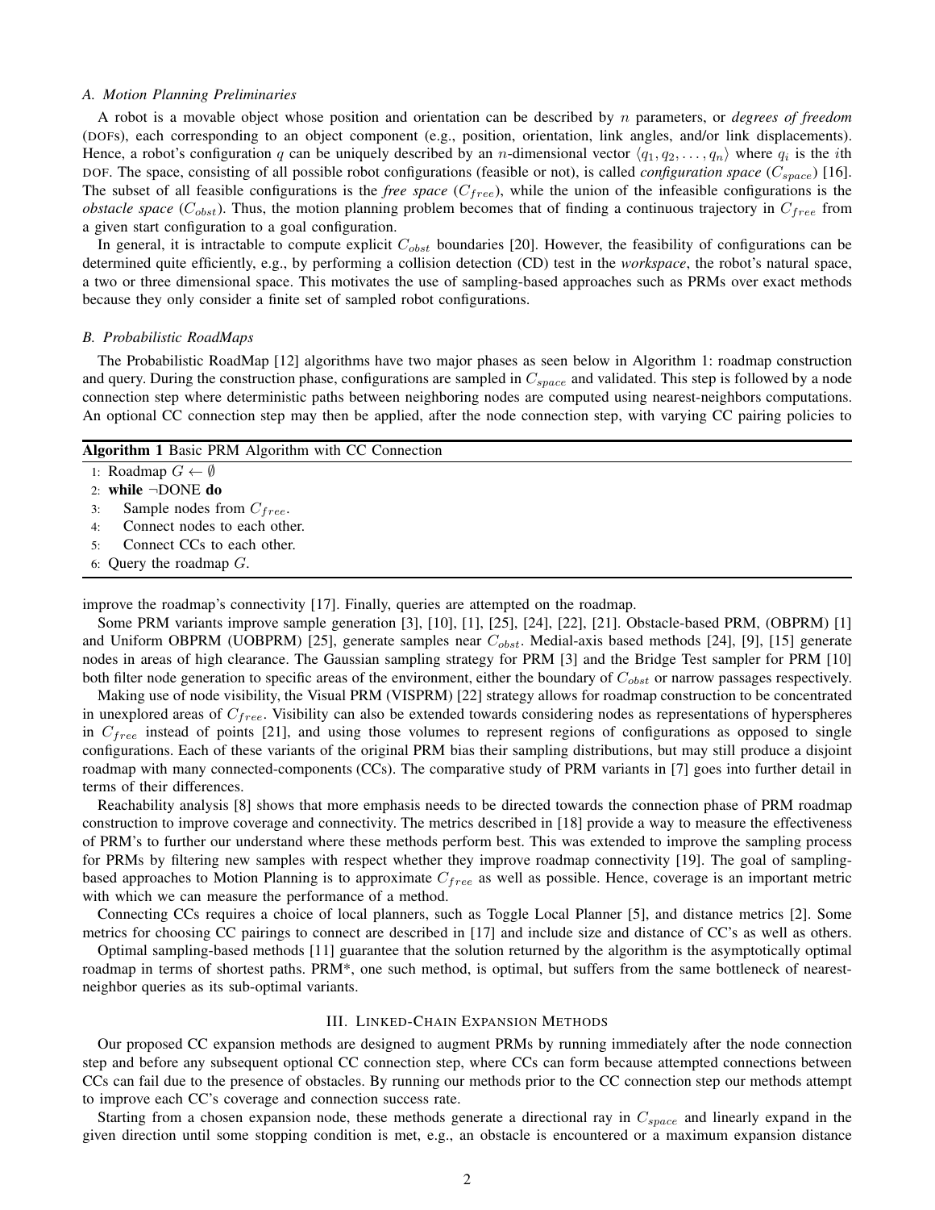### A. Motion Planning Preliminaries

A robot is a movable object whose position and orientation can be described by $n$ parameters, or *degrees of freedom* (DOFs), each corresponding to an object component (e.g., position, orientation, link angles, and/or link displacements). Hence, a robot's configuration $q$ can be uniquely described by an $n$-dimensional vector $\langle q_1, q_2, \ldots, q_n \rangle$ where $q_i$ is the $i$th DOF. The space, consisting of all possible robot configurations (feasible or not), is called *configuration space* ($C_{space}$) [16]. The subset of all feasible configurations is the *free space* ($C_{free}$), while the union of the infeasible configurations is the *obstacle space* ($C_{obst}$). Thus, the motion planning problem becomes that of finding a continuous trajectory in $C_{free}$ from a given start configuration to a goal configuration.

In general, it is intractable to compute explicit $C_{obst}$ boundaries [20]. However, the feasibility of configurations can be determined quite efficiently, e.g., by performing a collision detection (CD) test in the *workspace*, the robot's natural space, a two or three dimensional space. This motivates the use of sampling-based approaches such as PRMs over exact methods because they only consider a finite set of sampled robot configurations.

### B. Probabilistic RoadMaps

The Probabilistic RoadMap [12] algorithms have two major phases as seen below in Algorithm 1: roadmap construction and query. During the construction phase, configurations are sampled in $C_{space}$ and validated. This step is followed by a node connection step where deterministic paths between neighboring nodes are computed using nearest-neighbors computations. An optional CC connection step may then be applied, after the node connection step, with varying CC pairing policies to improve the roadmap's connectivity [17]. Finally, queries are attempted on the roadmap.

**Algorithm 1** Basic PRM Algorithm with CC Connection

```
1: Roadmap G ← ∅
2: while ¬DONE do
3:     Sample nodes from C_free.
4:     Connect nodes to each other.
5:     Connect CCs to each other.
6: Query the roadmap G.
```

Some PRM variants improve sample generation [3], [10], [1], [25], [24], [22], [21]. Obstacle-based PRM, (OBPRM) [1] and Uniform OBPRM (UOBPRM) [25], generate samples near $C_{obst}$. Medial-axis based methods [24], [9], [15] generate nodes in areas of high clearance. The Gaussian sampling strategy for PRM [3] and the Bridge Test sampler for PRM [10] both filter node generation to specific areas of the environment, either the boundary of $C_{obst}$ or narrow passages respectively.

Making use of node visibility, the Visual PRM (VISPRM) [22] strategy allows for roadmap construction to be concentrated in unexplored areas of $C_{free}$. Visibility can also be extended towards considering nodes as representations of hyperspheres in $C_{free}$ instead of points [21], and using those volumes to represent regions of configurations as opposed to single configurations. Each of these variants of the original PRM bias their sampling distributions, but may still produce a disjoint roadmap with many connected-components (CCs). The comparative study of PRM variants in [7] goes into further detail in terms of their differences.

Reachability analysis [8] shows that more emphasis needs to be directed towards the connection phase of PRM roadmap construction to improve coverage and connectivity. The metrics described in [18] provide a way to measure the effectiveness of PRM's to further our understand where these methods perform best. This was extended to improve the sampling process for PRMs by filtering new samples with respect whether they improve roadmap connectivity [19]. The goal of sampling-based approaches to Motion Planning is to approximate $C_{free}$ as well as possible. Hence, coverage is an important metric with which we can measure the performance of a method.

Connecting CCs requires a choice of local planners, such as Toggle Local Planner [5], and distance metrics [2]. Some metrics for choosing CC pairings to connect are described in [17] and include size and distance of CC's as well as others.

Optimal sampling-based methods [11] guarantee that the solution returned by the algorithm is the asymptotically optimal roadmap in terms of shortest paths. PRM\*, one such method, is optimal, but suffers from the same bottleneck of nearest-neighbor queries as its sub-optimal variants.

## III. Linked-Chain Expansion Methods

Our proposed CC expansion methods are designed to augment PRMs by running immediately after the node connection step and before any subsequent optional CC connection step, where CCs can form because attempted connections between CCs can fail due to the presence of obstacles. By running our methods prior to the CC connection step our methods attempt to improve each CC's coverage and connection success rate.

Starting from a chosen expansion node, these methods generate a directional ray in $C_{space}$ and linearly expand in the given direction until some stopping condition is met, e.g., an obstacle is encountered or a maximum expansion distance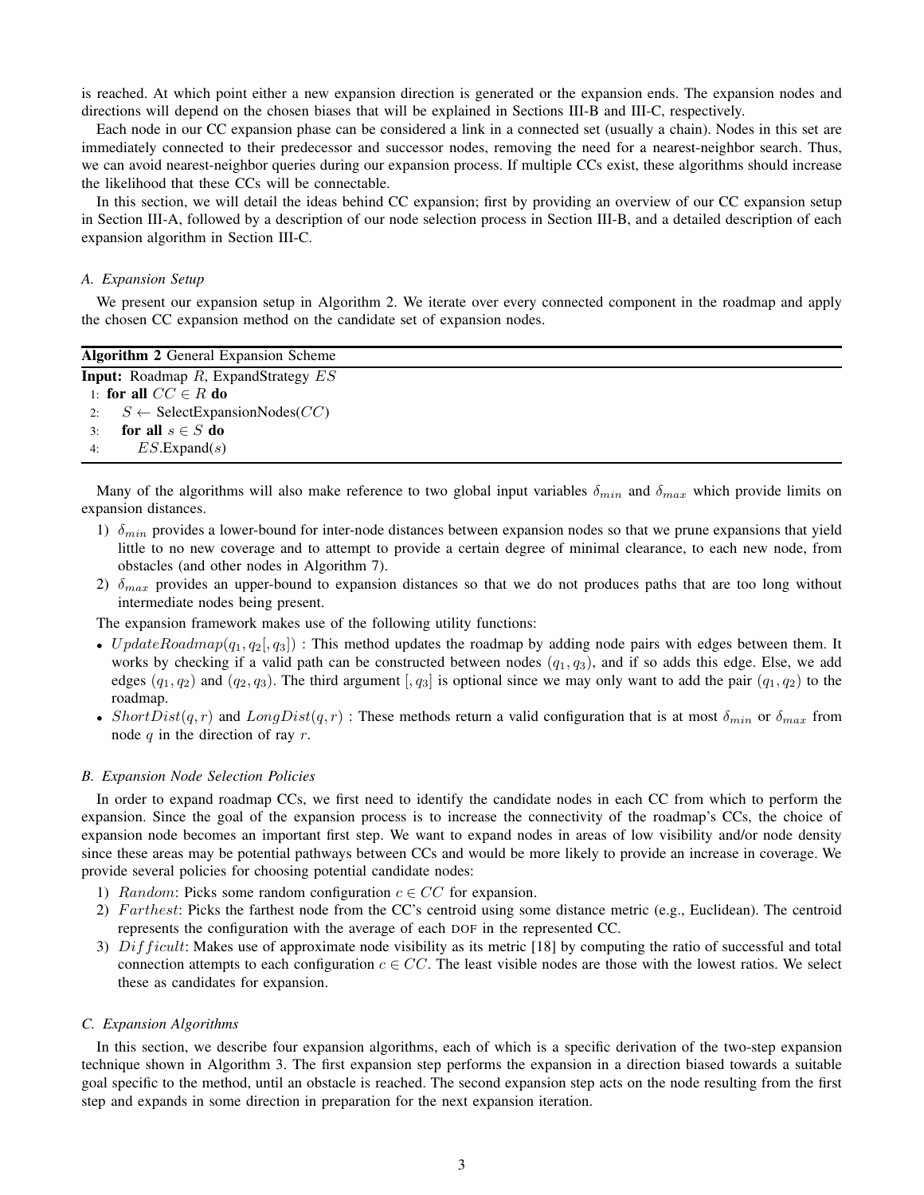is reached. At which point either a new expansion direction is generated or the expansion ends. The expansion nodes and directions will depend on the chosen biases that will be explained in Sections III-B and III-C, respectively.

Each node in our CC expansion phase can be considered a link in a connected set (usually a chain). Nodes in this set are immediately connected to their predecessor and successor nodes, removing the need for a nearest-neighbor search. Thus, we can avoid nearest-neighbor queries during our expansion process. If multiple CCs exist, these algorithms should increase the likelihood that these CCs will be connectable.

In this section, we will detail the ideas behind CC expansion; first by providing an overview of our CC expansion setup in Section III-A, followed by a description of our node selection process in Section III-B, and a detailed description of each expansion algorithm in Section III-C.

### A. Expansion Setup

We present our expansion setup in Algorithm 2. We iterate over every connected component in the roadmap and apply the chosen CC expansion method on the candidate set of expansion nodes.

**Algorithm 2** General Expansion Scheme

```
Input: Roadmap R, ExpandStrategy ES
1: for all CC ∈ R do
2:     S ← SelectExpansionNodes(CC)
3:     for all s ∈ S do
4:         ES.Expand(s)
```

Many of the algorithms will also make reference to two global input variables $\delta_{min}$ and $\delta_{max}$ which provide limits on expansion distances.

1) $\delta_{min}$ provides a lower-bound for inter-node distances between expansion nodes so that we prune expansions that yield little to no new coverage and to attempt to provide a certain degree of minimal clearance, to each new node, from obstacles (and other nodes in Algorithm 7).
2) $\delta_{max}$ provides an upper-bound to expansion distances so that we do not produces paths that are too long without intermediate nodes being present.

The expansion framework makes use of the following utility functions:

- $UpdateRoadmap(q_1, q_2[, q_3])$ : This method updates the roadmap by adding node pairs with edges between them. It works by checking if a valid path can be constructed between nodes $(q_1, q_3)$, and if so adds this edge. Else, we add edges $(q_1, q_2)$ and $(q_2, q_3)$. The third argument $[, q_3]$ is optional since we may only want to add the pair $(q_1, q_2)$ to the roadmap.
- $ShortDist(q, r)$ and $LongDist(q, r)$ : These methods return a valid configuration that is at most $\delta_{min}$ or $\delta_{max}$ from node $q$ in the direction of ray $r$.

### B. Expansion Node Selection Policies

In order to expand roadmap CCs, we first need to identify the candidate nodes in each CC from which to perform the expansion. Since the goal of the expansion process is to increase the connectivity of the roadmap's CCs, the choice of expansion node becomes an important first step. We want to expand nodes in areas of low visibility and/or node density since these areas may be potential pathways between CCs and would be more likely to provide an increase in coverage. We provide several policies for choosing potential candidate nodes:

1) $Random$: Picks some random configuration $c \in CC$ for expansion.
2) $Farthest$: Picks the farthest node from the CC's centroid using some distance metric (e.g., Euclidean). The centroid represents the configuration with the average of each DOF in the represented CC.
3) $Difficult$: Makes use of approximate node visibility as its metric [18] by computing the ratio of successful and total connection attempts to each configuration $c \in CC$. The least visible nodes are those with the lowest ratios. We select these as candidates for expansion.

### C. Expansion Algorithms

In this section, we describe four expansion algorithms, each of which is a specific derivation of the two-step expansion technique shown in Algorithm 3. The first expansion step performs the expansion in a direction biased towards a suitable goal specific to the method, until an obstacle is reached. The second expansion step acts on the node resulting from the first step and expands in some direction in preparation for the next expansion iteration.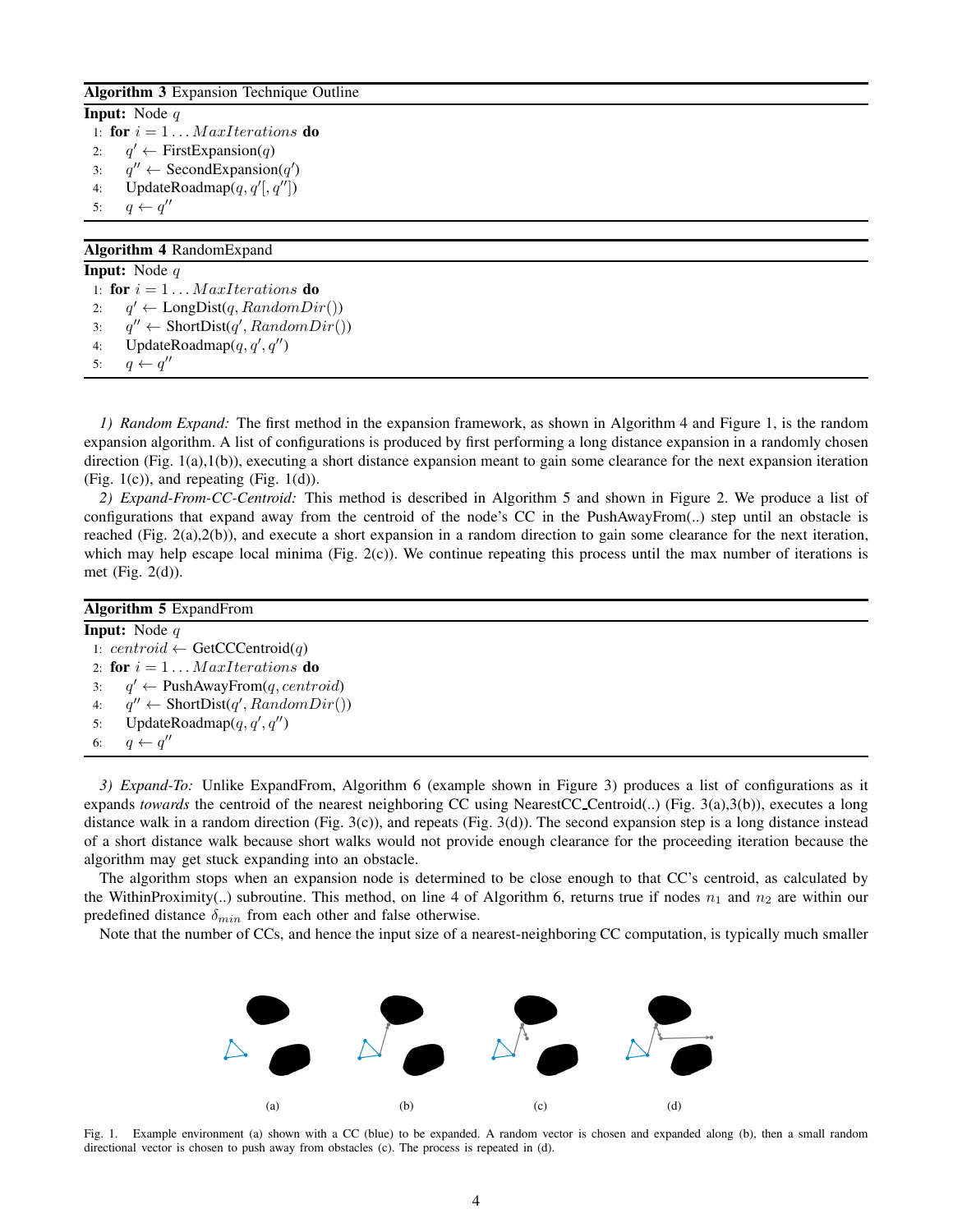**Algorithm 3** Expansion Technique Outline

**Input:** Node $q$

```
1: for i = 1 ... MaxIterations do
2:     q' ← FirstExpansion(q)
3:     q'' ← SecondExpansion(q')
4:     UpdateRoadmap(q, q'[, q''])
5:     q ← q''
```

**Algorithm 4** RandomExpand

**Input:** Node $q$

```
1: for i = 1 ... MaxIterations do
2:     q' ← LongDist(q, RandomDir())
3:     q'' ← ShortDist(q', RandomDir())
4:     UpdateRoadmap(q, q', q'')
5:     q ← q''
```

*1) Random Expand:* The first method in the expansion framework, as shown in Algorithm 4 and Figure 1, is the random expansion algorithm. A list of configurations is produced by first performing a long distance expansion in a randomly chosen direction (Fig. 1(a),1(b)), executing a short distance expansion meant to gain some clearance for the next expansion iteration (Fig. 1(c)), and repeating (Fig. 1(d)).

*2) Expand-From-CC-Centroid:* This method is described in Algorithm 5 and shown in Figure 2. We produce a list of configurations that expand away from the centroid of the node's CC in the PushAwayFrom(..) step until an obstacle is reached (Fig. 2(a),2(b)), and execute a short expansion in a random direction to gain some clearance for the next iteration, which may help escape local minima (Fig. 2(c)). We continue repeating this process until the max number of iterations is met (Fig. 2(d)).

**Algorithm 5** ExpandFrom

**Input:** Node $q$

```
1: centroid ← GetCCCentroid(q)
2: for i = 1 ... MaxIterations do
3:     q' ← PushAwayFrom(q, centroid)
4:     q'' ← ShortDist(q', RandomDir())
5:     UpdateRoadmap(q, q', q'')
6:     q ← q''
```

*3) Expand-To:* Unlike ExpandFrom, Algorithm 6 (example shown in Figure 3) produces a list of configurations as it expands *towards* the centroid of the nearest neighboring CC using NearestCC_Centroid(..) (Fig. 3(a),3(b)), executes a long distance walk in a random direction (Fig. 3(c)), and repeats (Fig. 3(d)). The second expansion step is a long distance instead of a short distance walk because short walks would not provide enough clearance for the proceeding iteration because the algorithm may get stuck expanding into an obstacle.

The algorithm stops when an expansion node is determined to be close enough to that CC's centroid, as calculated by the WithinProximity(..) subroutine. This method, on line 4 of Algorithm 6, returns true if nodes $n_1$ and $n_2$ are within our predefined distance $\delta_{min}$ from each other and false otherwise.

Note that the number of CCs, and hence the input size of a nearest-neighboring CC computation, is typically much smaller

(a) (b) (c) (d)

Fig. 1. Example environment (a) shown with a CC (blue) to be expanded. A random vector is chosen and expanded along (b), then a small random directional vector is chosen to push away from obstacles (c). The process is repeated in (d).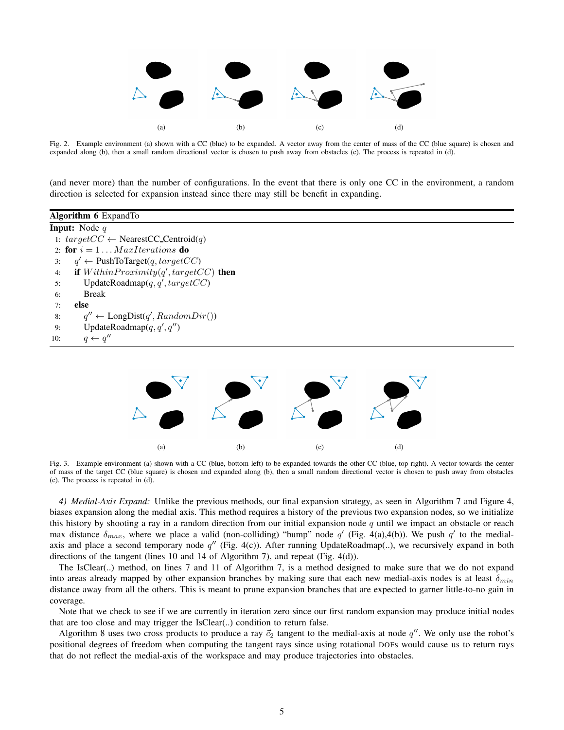(a) (b) (c) (d)

Fig. 2. Example environment (a) shown with a CC (blue) to be expanded. A vector away from the center of mass of the CC (blue square) is chosen and expanded along (b), then a small random directional vector is chosen to push away from obstacles (c). The process is repeated in (d).

(and never more) than the number of configurations. In the event that there is only one CC in the environment, a random direction is selected for expansion instead since there may still be benefit in expanding.

**Algorithm 6** ExpandTo

**Input:** Node $q$

```
1:  targetCC ← NearestCC_Centroid(q)
2:  for i = 1 ... MaxIterations do
3:     q' ← PushToTarget(q, targetCC)
4:     if WithinProximity(q', targetCC) then
5:        UpdateRoadmap(q, q', targetCC)
6:        Break
7:     else
8:        q'' ← LongDist(q', RandomDir())
9:        UpdateRoadmap(q, q', q'')
10:       q ← q''
```

(a) (b) (c) (d)

Fig. 3. Example environment (a) shown with a CC (blue, bottom left) to be expanded towards the other CC (blue, top right). A vector towards the center of mass of the target CC (blue square) is chosen and expanded along (b), then a small random directional vector is chosen to push away from obstacles (c). The process is repeated in (d).

*4) Medial-Axis Expand:* Unlike the previous methods, our final expansion strategy, as seen in Algorithm 7 and Figure 4, biases expansion along the medial axis. This method requires a history of the previous two expansion nodes, so we initialize this history by shooting a ray in a random direction from our initial expansion node $q$ until we impact an obstacle or reach max distance $\delta_{max}$, where we place a valid (non-colliding) "bump" node $q'$ (Fig. 4(a),4(b)). We push $q'$ to the medial-axis and place a second temporary node $q''$ (Fig. 4(c)). After running UpdateRoadmap(..), we recursively expand in both directions of the tangent (lines 10 and 14 of Algorithm 7), and repeat (Fig. 4(d)).

The IsClear(..) method, on lines 7 and 11 of Algorithm 7, is a method designed to make sure that we do not expand into areas already mapped by other expansion branches by making sure that each new medial-axis nodes is at least $\delta_{min}$ distance away from all the others. This is meant to prune expansion branches that are expected to garner little-to-no gain in coverage.

Note that we check to see if we are currently in iteration zero since our first random expansion may produce initial nodes that are too close and may trigger the IsClear(..) condition to return false.

Algorithm 8 uses two cross products to produce a ray $\vec{c}_2$ tangent to the medial-axis at node $q''$. We only use the robot's positional degrees of freedom when computing the tangent rays since using rotational DOFs would cause us to return rays that do not reflect the medial-axis of the workspace and may produce trajectories into obstacles.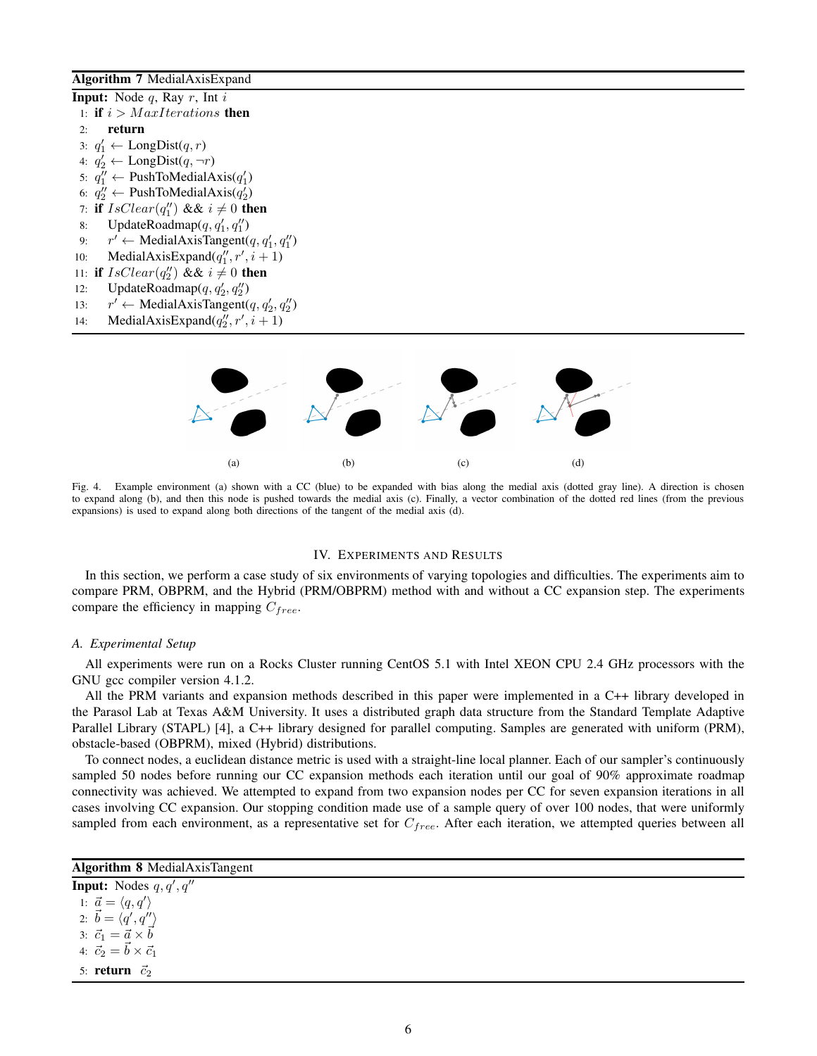**Algorithm 7** MedialAxisExpand

```
Input: Node q, Ray r, Int i
1: if i > MaxIterations then
2:     return
3: q'_1 ← LongDist(q, r)
4: q'_2 ← LongDist(q, ¬r)
5: q''_1 ← PushToMedialAxis(q'_1)
6: q''_2 ← PushToMedialAxis(q'_2)
7: if IsClear(q''_1) && i ≠ 0 then
8:     UpdateRoadmap(q, q'_1, q''_1)
9:     r' ← MedialAxisTangent(q, q'_1, q''_1)
10:    MedialAxisExpand(q''_1, r', i + 1)
11: if IsClear(q''_2) && i ≠ 0 then
12:    UpdateRoadmap(q, q'_2, q''_2)
13:    r' ← MedialAxisTangent(q, q'_2, q''_2)
14:    MedialAxisExpand(q''_2, r', i + 1)
```

(a) (b) (c) (d)

Fig. 4. Example environment (a) shown with a CC (blue) to be expanded with bias along the medial axis (dotted gray line). A direction is chosen to expand along (b), and then this node is pushed towards the medial axis (c). Finally, a vector combination of the dotted red lines (from the previous expansions) is used to expand along both directions of the tangent of the medial axis (d).

## IV. Experiments and Results

In this section, we perform a case study of six environments of varying topologies and difficulties. The experiments aim to compare PRM, OBPRM, and the Hybrid (PRM/OBPRM) method with and without a CC expansion step. The experiments compare the efficiency in mapping $C_{free}$.

### A. Experimental Setup

All experiments were run on a Rocks Cluster running CentOS 5.1 with Intel XEON CPU 2.4 GHz processors with the GNU gcc compiler version 4.1.2.

All the PRM variants and expansion methods described in this paper were implemented in a C++ library developed in the Parasol Lab at Texas A&M University. It uses a distributed graph data structure from the Standard Template Adaptive Parallel Library (STAPL) [4], a C++ library designed for parallel computing. Samples are generated with uniform (PRM), obstacle-based (OBPRM), mixed (Hybrid) distributions.

To connect nodes, a euclidean distance metric is used with a straight-line local planner. Each of our sampler's continuously sampled 50 nodes before running our CC expansion methods each iteration until our goal of 90% approximate roadmap connectivity was achieved. We attempted to expand from two expansion nodes per CC for seven expansion iterations in all cases involving CC expansion. Our stopping condition made use of a sample query of over 100 nodes, that were uniformly sampled from each environment, as a representative set for $C_{free}$. After each iteration, we attempted queries between all

**Algorithm 8** MedialAxisTangent

```
Input: Nodes q, q', q''
1: a⃗ = ⟨q, q'⟩
2: b⃗ = ⟨q', q''⟩
3: c⃗_1 = a⃗ × b⃗
4: c⃗_2 = b⃗ × c⃗_1
5: return c⃗_2
```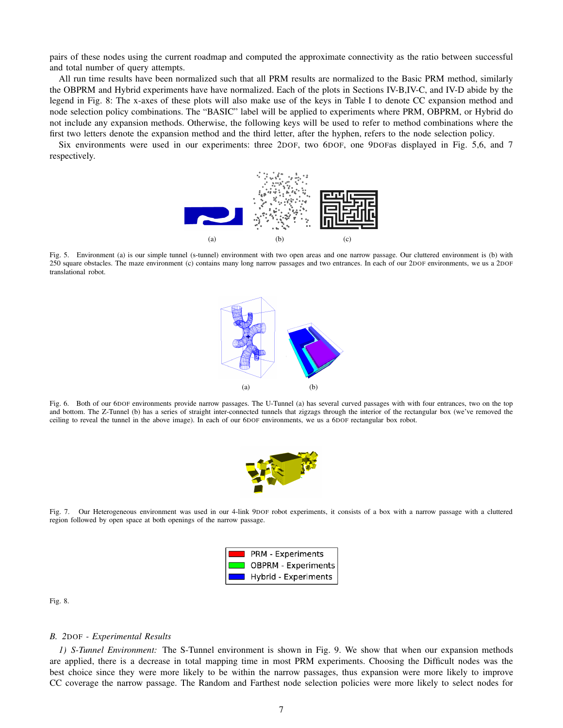pairs of these nodes using the current roadmap and computed the approximate connectivity as the ratio between successful and total number of query attempts.

All run time results have been normalized such that all PRM results are normalized to the Basic PRM method, similarly the OBPRM and Hybrid experiments have have normalized. Each of the plots in Sections IV-B,IV-C, and IV-D abide by the legend in Fig. 8: The x-axes of these plots will also make use of the keys in Table I to denote CC expansion method and node selection policy combinations. The "BASIC" label will be applied to experiments where PRM, OBPRM, or Hybrid do not include any expansion methods. Otherwise, the following keys will be used to refer to method combinations where the first two letters denote the expansion method and the third letter, after the hyphen, refers to the node selection policy.

Six environments were used in our experiments: three 2DOF, two 6DOF, one 9DOFas displayed in Fig. 5,6, and 7 respectively.

(a) (b) (c)

Fig. 5. Environment (a) is our simple tunnel (s-tunnel) environment with two open areas and one narrow passage. Our cluttered environment is (b) with 250 square obstacles. The maze environment (c) contains many long narrow passages and two entrances. In each of our 2DOF environments, we us a 2DOF translational robot.

(a) (b)

Fig. 6. Both of our 6DOF environments provide narrow passages. The U-Tunnel (a) has several curved passages with with four entrances, two on the top and bottom. The Z-Tunnel (b) has a series of straight inter-connected tunnels that zigzags through the interior of the rectangular box (we've removed the ceiling to reveal the tunnel in the above image). In each of our 6DOF environments, we us a 6DOF rectangular box robot.

Fig. 7. Our Heterogeneous environment was used in our 4-link 9DOF robot experiments, it consists of a box with a narrow passage with a cluttered region followed by open space at both openings of the narrow passage.

PRM - Experiments
OBPRM - Experiments
Hybrid - Experiments

Fig. 8.

### B. 2DOF - *Experimental Results*

*1) S-Tunnel Environment:* The S-Tunnel environment is shown in Fig. 9. We show that when our expansion methods are applied, there is a decrease in total mapping time in most PRM experiments. Choosing the Difficult nodes was the best choice since they were more likely to be within the narrow passages, thus expansion were more likely to improve CC coverage the narrow passage. The Random and Farthest node selection policies were more likely to select nodes for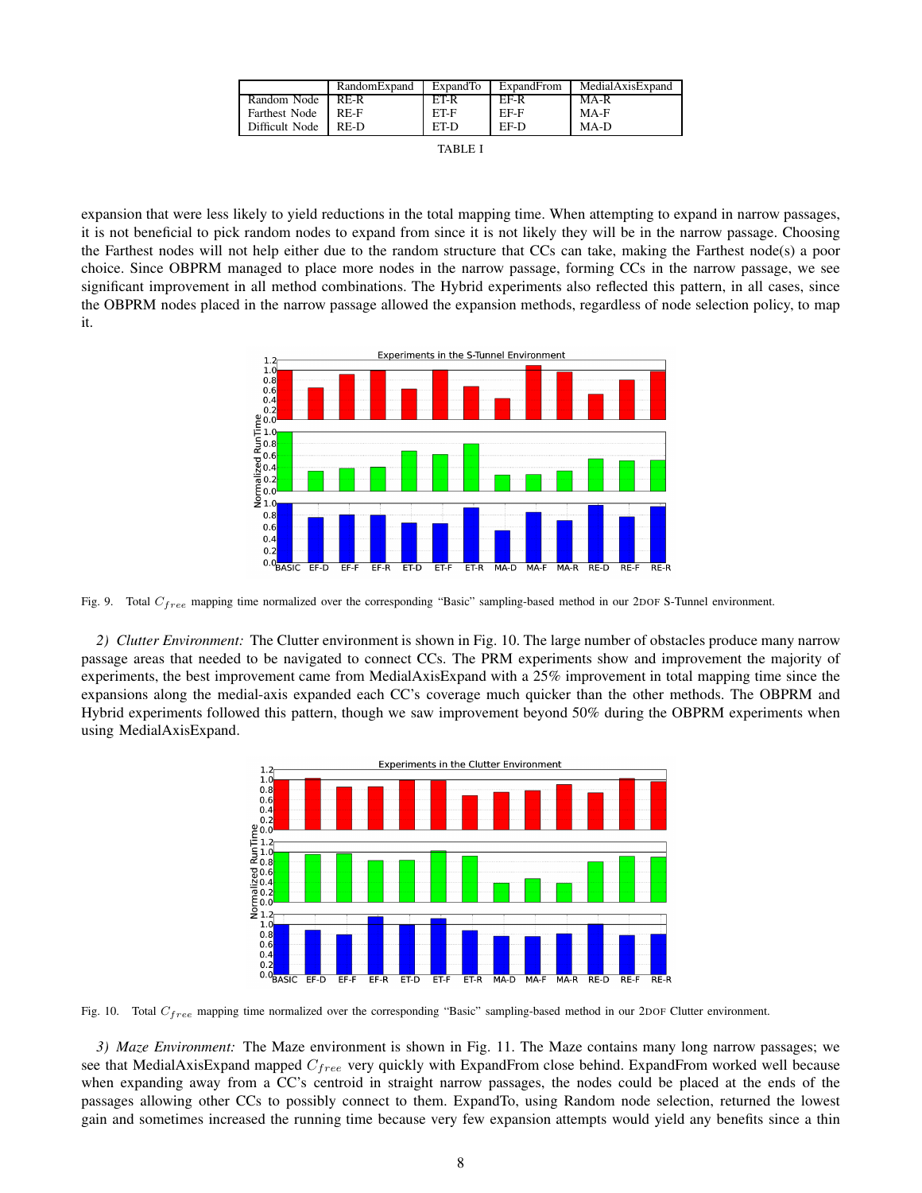|  | RandomExpand | ExpandTo | ExpandFrom | MedialAxisExpand |
|---|---|---|---|---|
| Random Node | RE-R | ET-R | EF-R | MA-R |
| Farthest Node | RE-F | ET-F | EF-F | MA-F |
| Difficult Node | RE-D | ET-D | EF-D | MA-D |

TABLE I

expansion that were less likely to yield reductions in the total mapping time. When attempting to expand in narrow passages, it is not beneficial to pick random nodes to expand from since it is not likely they will be in the narrow passage. Choosing the Farthest nodes will not help either due to the random structure that CCs can take, making the Farthest node(s) a poor choice. Since OBPRM managed to place more nodes in the narrow passage, forming CCs in the narrow passage, we see significant improvement in all method combinations. The Hybrid experiments also reflected this pattern, in all cases, since the OBPRM nodes placed in the narrow passage allowed the expansion methods, regardless of node selection policy, to map it.

Fig. 9. Total $C_{free}$ mapping time normalized over the corresponding "Basic" sampling-based method in our 2DOF S-Tunnel environment.

*2) Clutter Environment:* The Clutter environment is shown in Fig. 10. The large number of obstacles produce many narrow passage areas that needed to be navigated to connect CCs. The PRM experiments show and improvement the majority of experiments, the best improvement came from MedialAxisExpand with a 25% improvement in total mapping time since the expansions along the medial-axis expanded each CC's coverage much quicker than the other methods. The OBPRM and Hybrid experiments followed this pattern, though we saw improvement beyond 50% during the OBPRM experiments when using MedialAxisExpand.

Fig. 10. Total $C_{free}$ mapping time normalized over the corresponding "Basic" sampling-based method in our 2DOF Clutter environment.

*3) Maze Environment:* The Maze environment is shown in Fig. 11. The Maze contains many long narrow passages; we see that MedialAxisExpand mapped $C_{free}$ very quickly with ExpandFrom close behind. ExpandFrom worked well because when expanding away from a CC's centroid in straight narrow passages, the nodes could be placed at the ends of the passages allowing other CCs to possibly connect to them. ExpandTo, using Random node selection, returned the lowest gain and sometimes increased the running time because very few expansion attempts would yield any benefits since a thin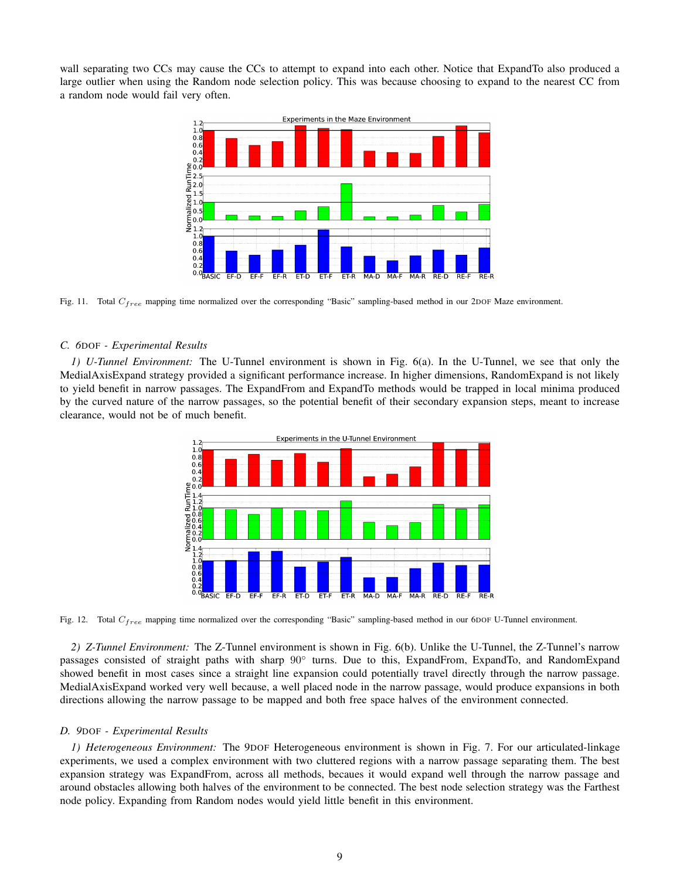wall separating two CCs may cause the CCs to attempt to expand into each other. Notice that ExpandTo also produced a large outlier when using the Random node selection policy. This was because choosing to expand to the nearest CC from a random node would fail very often.

Fig. 11. Total $C_{free}$ mapping time normalized over the corresponding "Basic" sampling-based method in our 2DOF Maze environment.

### C. 6DOF - Experimental Results

*1) U-Tunnel Environment:* The U-Tunnel environment is shown in Fig. 6(a). In the U-Tunnel, we see that only the MedialAxisExpand strategy provided a significant performance increase. In higher dimensions, RandomExpand is not likely to yield benefit in narrow passages. The ExpandFrom and ExpandTo methods would be trapped in local minima produced by the curved nature of the narrow passages, so the potential benefit of their secondary expansion steps, meant to increase clearance, would not be of much benefit.

Fig. 12. Total $C_{free}$ mapping time normalized over the corresponding "Basic" sampling-based method in our 6DOF U-Tunnel environment.

*2) Z-Tunnel Environment:* The Z-Tunnel environment is shown in Fig. 6(b). Unlike the U-Tunnel, the Z-Tunnel's narrow passages consisted of straight paths with sharp $90°$ turns. Due to this, ExpandFrom, ExpandTo, and RandomExpand showed benefit in most cases since a straight line expansion could potentially travel directly through the narrow passage. MedialAxisExpand worked very well because, a well placed node in the narrow passage, would produce expansions in both directions allowing the narrow passage to be mapped and both free space halves of the environment connected.

### D. 9DOF - Experimental Results

*1) Heterogeneous Environment:* The 9DOF Heterogeneous environment is shown in Fig. 7. For our articulated-linkage experiments, we used a complex environment with two cluttered regions with a narrow passage separating them. The best expansion strategy was ExpandFrom, across all methods, becaues it would expand well through the narrow passage and around obstacles allowing both halves of the environment to be connected. The best node selection strategy was the Farthest node policy. Expanding from Random nodes would yield little benefit in this environment.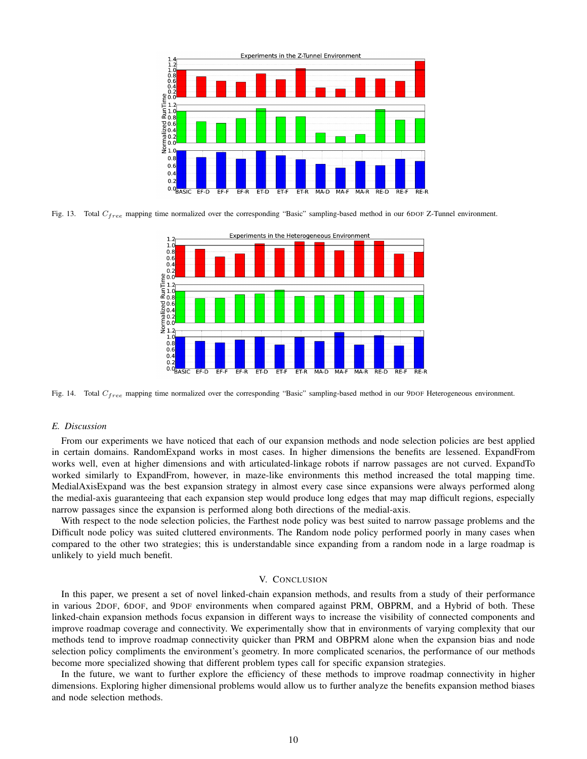Fig. 13. Total $C_{free}$ mapping time normalized over the corresponding "Basic" sampling-based method in our 6DOF Z-Tunnel environment.

Fig. 14. Total $C_{free}$ mapping time normalized over the corresponding "Basic" sampling-based method in our 9DOF Heterogeneous environment.

### *E. Discussion*

From our experiments we have noticed that each of our expansion methods and node selection policies are best applied in certain domains. RandomExpand works in most cases. In higher dimensions the benefits are lessened. ExpandFrom works well, even at higher dimensions and with articulated-linkage robots if narrow passages are not curved. ExpandTo worked similarly to ExpandFrom, however, in maze-like environments this method increased the total mapping time. MedialAxisExpand was the best expansion strategy in almost every case since expansions were always performed along the medial-axis guaranteeing that each expansion step would produce long edges that may map difficult regions, especially narrow passages since the expansion is performed along both directions of the medial-axis.

With respect to the node selection policies, the Farthest node policy was best suited to narrow passage problems and the Difficult node policy was suited cluttered environments. The Random node policy performed poorly in many cases when compared to the other two strategies; this is understandable since expanding from a random node in a large roadmap is unlikely to yield much benefit.

## V. CONCLUSION

In this paper, we present a set of novel linked-chain expansion methods, and results from a study of their performance in various 2DOF, 6DOF, and 9DOF environments when compared against PRM, OBPRM, and a Hybrid of both. These linked-chain expansion methods focus expansion in different ways to increase the visibility of connected components and improve roadmap coverage and connectivity. We experimentally show that in environments of varying complexity that our methods tend to improve roadmap connectivity quicker than PRM and OBPRM alone when the expansion bias and node selection policy compliments the environment's geometry. In more complicated scenarios, the performance of our methods become more specialized showing that different problem types call for specific expansion strategies.

In the future, we want to further explore the efficiency of these methods to improve roadmap connectivity in higher dimensions. Exploring higher dimensional problems would allow us to further analyze the benefits expansion method biases and node selection methods.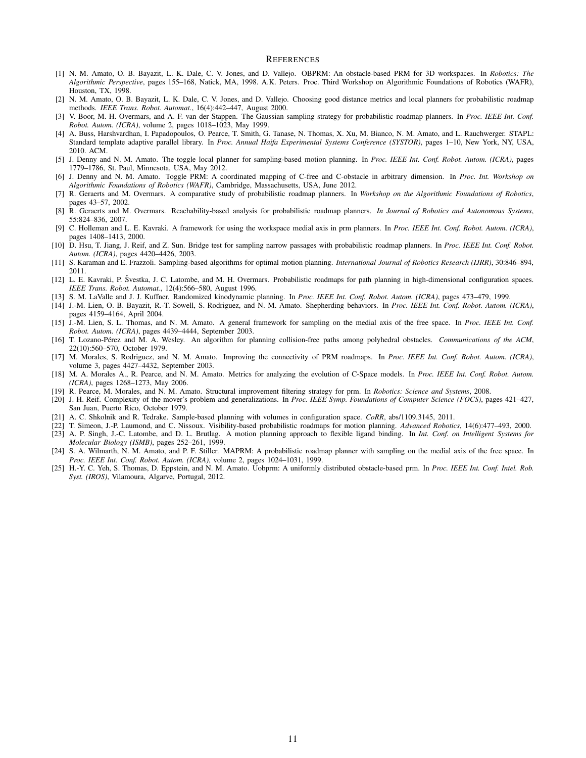# References

[1] N. M. Amato, O. B. Bayazit, L. K. Dale, C. V. Jones, and D. Vallejo. OBPRM: An obstacle-based PRM for 3D workspaces. In *Robotics: The Algorithmic Perspective*, pages 155–168, Natick, MA, 1998. A.K. Peters. Proc. Third Workshop on Algorithmic Foundations of Robotics (WAFR), Houston, TX, 1998.

[2] N. M. Amato, O. B. Bayazit, L. K. Dale, C. V. Jones, and D. Vallejo. Choosing good distance metrics and local planners for probabilistic roadmap methods. *IEEE Trans. Robot. Automat.*, 16(4):442–447, August 2000.

[3] V. Boor, M. H. Overmars, and A. F. van der Stappen. The Gaussian sampling strategy for probabilistic roadmap planners. In *Proc. IEEE Int. Conf. Robot. Autom. (ICRA)*, volume 2, pages 1018–1023, May 1999.

[4] A. Buss, Harshvardhan, I. Papadopoulos, O. Pearce, T. Smith, G. Tanase, N. Thomas, X. Xu, M. Bianco, N. M. Amato, and L. Rauchwerger. STAPL: Standard template adaptive parallel library. In *Proc. Annual Haifa Experimental Systems Conference (SYSTOR)*, pages 1–10, New York, NY, USA, 2010. ACM.

[5] J. Denny and N. M. Amato. The toggle local planner for sampling-based motion planning. In *Proc. IEEE Int. Conf. Robot. Autom. (ICRA)*, pages 1779–1786, St. Paul, Minnesota, USA, May 2012.

[6] J. Denny and N. M. Amato. Toggle PRM: A coordinated mapping of C-free and C-obstacle in arbitrary dimension. In *Proc. Int. Workshop on Algorithmic Foundations of Robotics (WAFR)*, Cambridge, Massachusetts, USA, June 2012.

[7] R. Geraerts and M. Overmars. A comparative study of probabilistic roadmap planners. In *Workshop on the Algorithmic Foundations of Robotics*, pages 43–57, 2002.

[8] R. Geraerts and M. Overmars. Reachability-based analysis for probabilistic roadmap planners. *In Journal of Robotics and Autonomous Systems*, 55:824–836, 2007.

[9] C. Holleman and L. E. Kavraki. A framework for using the workspace medial axis in prm planners. In *Proc. IEEE Int. Conf. Robot. Autom. (ICRA)*, pages 1408–1413, 2000.

[10] D. Hsu, T. Jiang, J. Reif, and Z. Sun. Bridge test for sampling narrow passages with probabilistic roadmap planners. In *Proc. IEEE Int. Conf. Robot. Autom. (ICRA)*, pages 4420–4426, 2003.

[11] S. Karaman and E. Frazzoli. Sampling-based algorithms for optimal motion planning. *International Journal of Robotics Research (IJRR)*, 30:846–894, 2011.

[12] L. E. Kavraki, P. Švestka, J. C. Latombe, and M. H. Overmars. Probabilistic roadmaps for path planning in high-dimensional configuration spaces. *IEEE Trans. Robot. Automat.*, 12(4):566–580, August 1996.

[13] S. M. LaValle and J. J. Kuffner. Randomized kinodynamic planning. In *Proc. IEEE Int. Conf. Robot. Autom. (ICRA)*, pages 473–479, 1999.

[14] J.-M. Lien, O. B. Bayazit, R.-T. Sowell, S. Rodriguez, and N. M. Amato. Shepherding behaviors. In *Proc. IEEE Int. Conf. Robot. Autom. (ICRA)*, pages 4159–4164, April 2004.

[15] J.-M. Lien, S. L. Thomas, and N. M. Amato. A general framework for sampling on the medial axis of the free space. In *Proc. IEEE Int. Conf. Robot. Autom. (ICRA)*, pages 4439–4444, September 2003.

[16] T. Lozano-Pérez and M. A. Wesley. An algorithm for planning collision-free paths among polyhedral obstacles. *Communications of the ACM*, 22(10):560–570, October 1979.

[17] M. Morales, S. Rodriguez, and N. M. Amato. Improving the connectivity of PRM roadmaps. In *Proc. IEEE Int. Conf. Robot. Autom. (ICRA)*, volume 3, pages 4427–4432, September 2003.

[18] M. A. Morales A., R. Pearce, and N. M. Amato. Metrics for analyzing the evolution of C-Space models. In *Proc. IEEE Int. Conf. Robot. Autom. (ICRA)*, pages 1268–1273, May 2006.

[19] R. Pearce, M. Morales, and N. M. Amato. Structural improvement filtering strategy for prm. In *Robotics: Science and Systems*, 2008.

[20] J. H. Reif. Complexity of the mover's problem and generalizations. In *Proc. IEEE Symp. Foundations of Computer Science (FOCS)*, pages 421–427, San Juan, Puerto Rico, October 1979.

[21] A. C. Shkolnik and R. Tedrake. Sample-based planning with volumes in configuration space. *CoRR*, abs/1109.3145, 2011.

[22] T. Simeon, J.-P. Laumond, and C. Nissoux. Visibility-based probabilistic roadmaps for motion planning. *Advanced Robotics*, 14(6):477–493, 2000.

[23] A. P. Singh, J.-C. Latombe, and D. L. Brutlag. A motion planning approach to flexible ligand binding. In *Int. Conf. on Intelligent Systems for Molecular Biology (ISMB)*, pages 252–261, 1999.

[24] S. A. Wilmarth, N. M. Amato, and P. F. Stiller. MAPRM: A probabilistic roadmap planner with sampling on the medial axis of the free space. In *Proc. IEEE Int. Conf. Robot. Autom. (ICRA)*, volume 2, pages 1024–1031, 1999.

[25] H.-Y. C. Yeh, S. Thomas, D. Eppstein, and N. M. Amato. Uobprm: A uniformly distributed obstacle-based prm. In *Proc. IEEE Int. Conf. Intel. Rob. Syst. (IROS)*, Vilamoura, Algarve, Portugal, 2012.